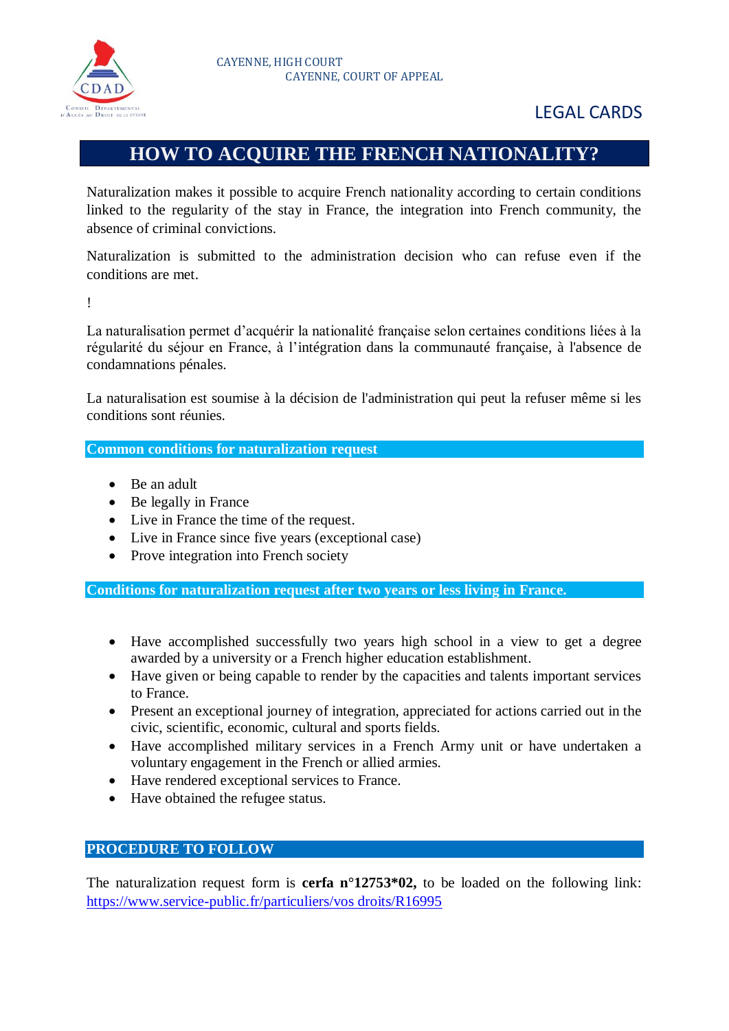CAYENNE, HIGH COURT
CAYENNE, COURT OF APPEAL

LEGAL CARDS

# HOW TO ACQUIRE THE FRENCH NATIONALITY?

Naturalization makes it possible to acquire French nationality according to certain conditions linked to the regularity of the stay in France, the integration into French community, the absence of criminal convictions.

Naturalization is submitted to the administration decision who can refuse even if the conditions are met.

!

La naturalisation permet d'acquérir la nationalité française selon certaines conditions liées à la régularité du séjour en France, à l'intégration dans la communauté française, à l'absence de condamnations pénales.

La naturalisation est soumise à la décision de l'administration qui peut la refuser même si les conditions sont réunies.

## Common conditions for naturalization request

- Be an adult
- Be legally in France
- Live in France the time of the request.
- Live in France since five years (exceptional case)
- Prove integration into French society

## Conditions for naturalization request after two years or less living in France.

- Have accomplished successfully two years high school in a view to get a degree awarded by a university or a French higher education establishment.
- Have given or being capable to render by the capacities and talents important services to France.
- Present an exceptional journey of integration, appreciated for actions carried out in the civic, scientific, economic, cultural and sports fields.
- Have accomplished military services in a French Army unit or have undertaken a voluntary engagement in the French or allied armies.
- Have rendered exceptional services to France.
- Have obtained the refugee status.

## PROCEDURE TO FOLLOW

The naturalization request form is **cerfa n°12753*02,** to be loaded on the following link: [https://www.service-public.fr/particuliers/vos droits/R16995](https://www.service-public.fr/particuliers/vosdroits/R16995)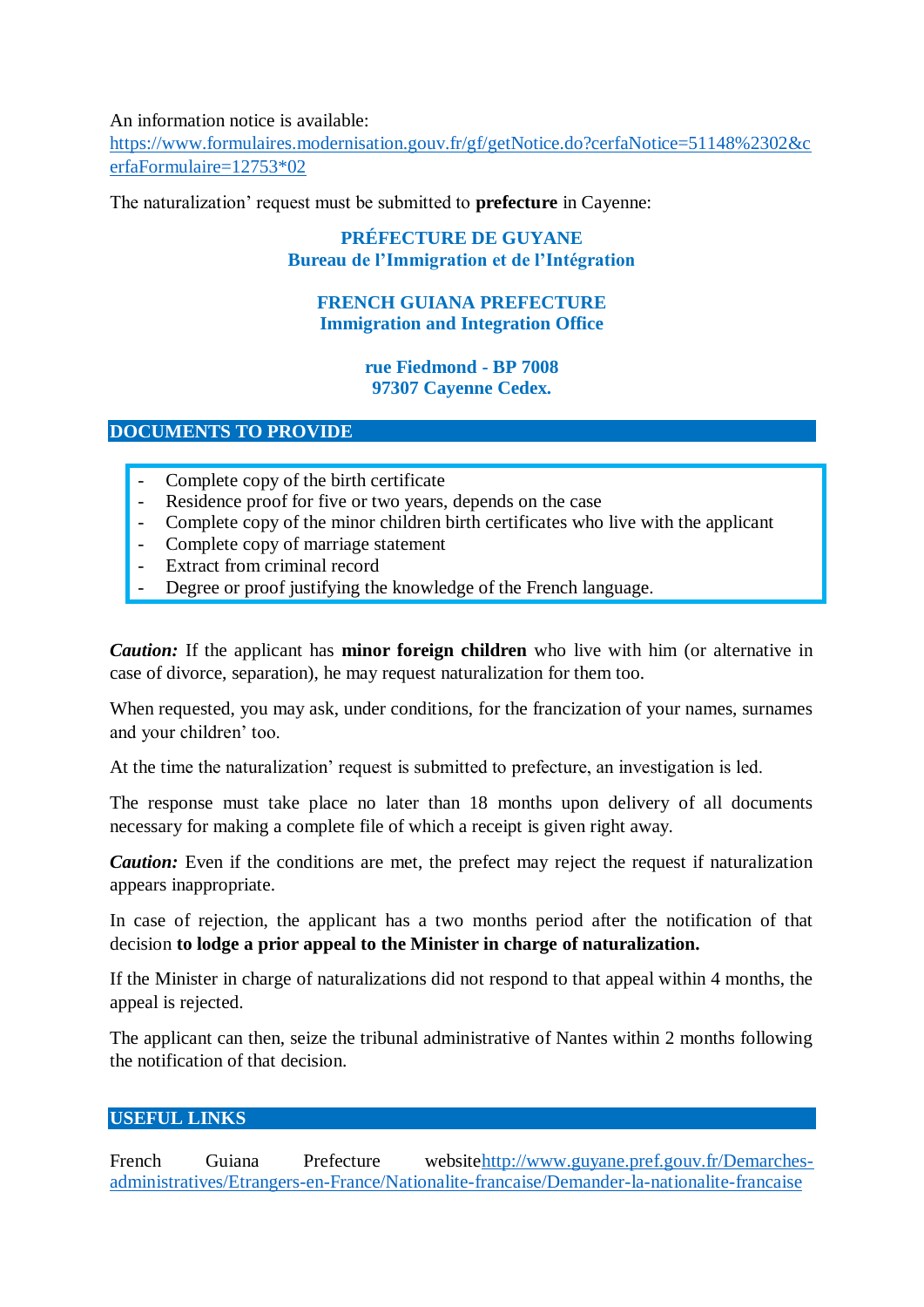An information notice is available:
https://www.formulaires.modernisation.gouv.fr/gf/getNotice.do?cerfaNotice=51148%2302&cerfaFormulaire=12753*02

The naturalization' request must be submitted to **prefecture** in Cayenne:

**PRÉFECTURE DE GUYANE**
**Bureau de l'Immigration et de l'Intégration**

**FRENCH GUIANA PREFECTURE**
**Immigration and Integration Office**

**rue Fiedmond - BP 7008**
**97307 Cayenne Cedex.**

## DOCUMENTS TO PROVIDE

- Complete copy of the birth certificate
- Residence proof for five or two years, depends on the case
- Complete copy of the minor children birth certificates who live with the applicant
- Complete copy of marriage statement
- Extract from criminal record
- Degree or proof justifying the knowledge of the French language.

***Caution:*** If the applicant has **minor foreign children** who live with him (or alternative in case of divorce, separation), he may request naturalization for them too.

When requested, you may ask, under conditions, for the francization of your names, surnames and your children' too.

At the time the naturalization' request is submitted to prefecture, an investigation is led.

The response must take place no later than 18 months upon delivery of all documents necessary for making a complete file of which a receipt is given right away.

***Caution:*** Even if the conditions are met, the prefect may reject the request if naturalization appears inappropriate.

In case of rejection, the applicant has a two months period after the notification of that decision **to lodge a prior appeal to the Minister in charge of naturalization.**

If the Minister in charge of naturalizations did not respond to that appeal within 4 months, the appeal is rejected.

The applicant can then, seize the tribunal administrative of Nantes within 2 months following the notification of that decision.

## USEFUL LINKS

French Guiana Prefecture website http://www.guyane.pref.gouv.fr/Demarches-administratives/Etrangers-en-France/Nationalite-francaise/Demander-la-nationalite-francaise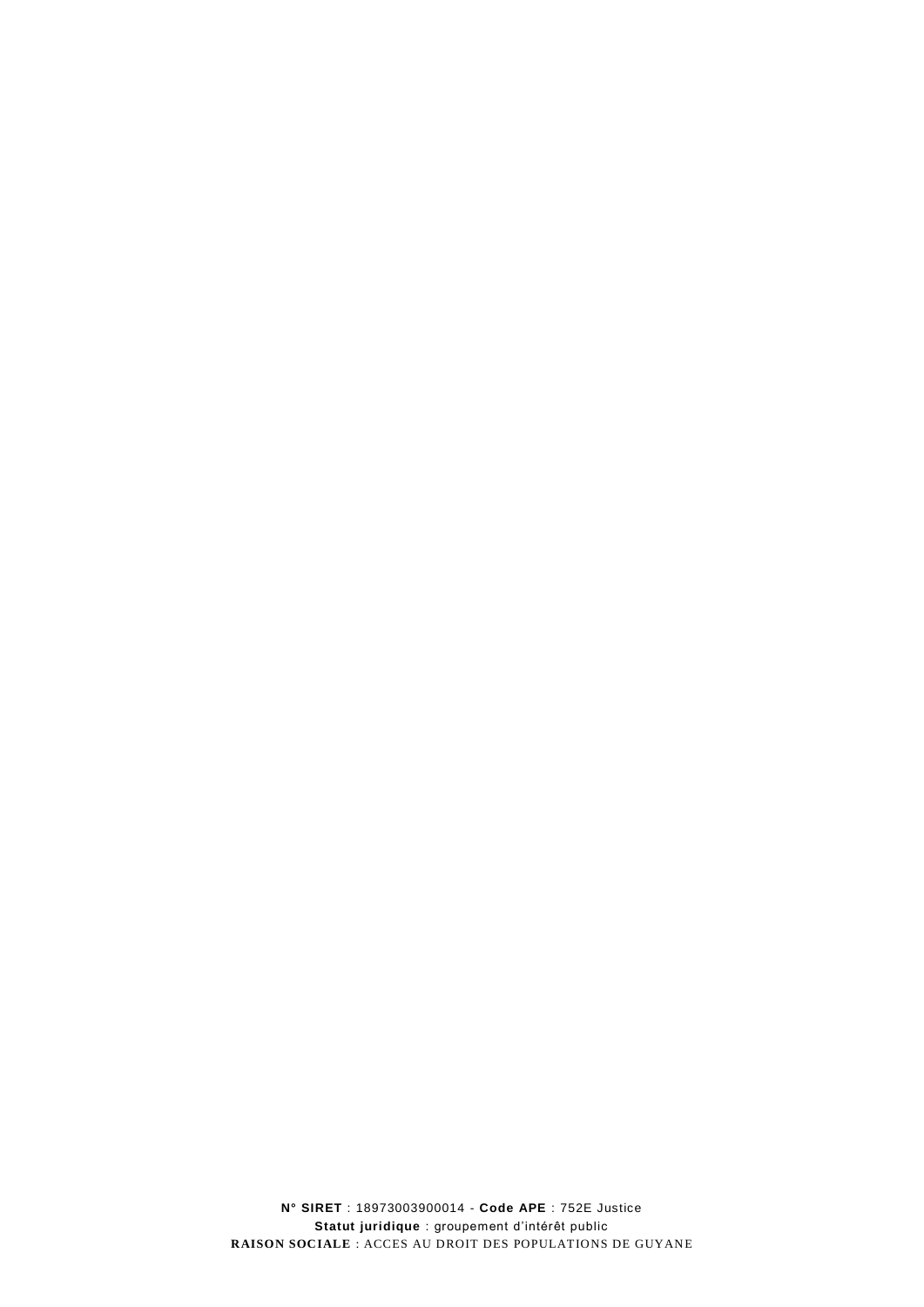**N° SIRET** : 18973003900014 - **Code APE** : 752E Justice
**Statut juridique** : groupement d'intérêt public
**RAISON SOCIALE** : ACCES AU DROIT DES POPULATIONS DE GUYANE